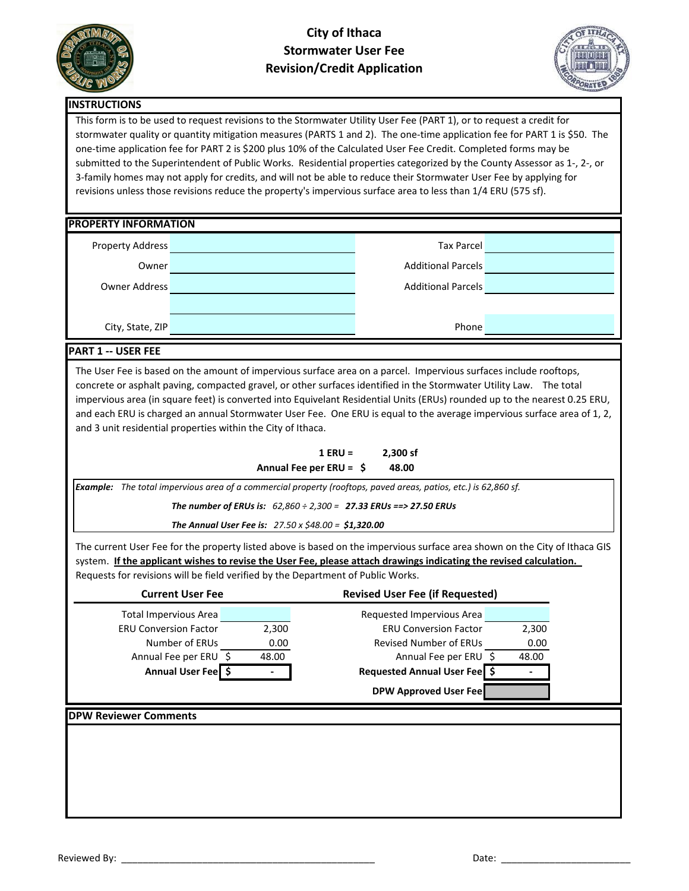# City of Ithaca
# Stormwater User Fee
# Revision/Credit Application

## INSTRUCTIONS

This form is to be used to request revisions to the Stormwater Utility User Fee (PART 1), or to request a credit for stormwater quality or quantity mitigation measures (PARTS 1 and 2). The one-time application fee for PART 1 is $50. The one-time application fee for PART 2 is $200 plus 10% of the Calculated User Fee Credit. Completed forms may be submitted to the Superintendent of Public Works. Residential properties categorized by the County Assessor as 1-, 2-, or 3-family homes may not apply for credits, and will not be able to reduce their Stormwater User Fee by applying for revisions unless those revisions reduce the property's impervious surface area to less than 1/4 ERU (575 sf).

## PROPERTY INFORMATION

| | | | |
|---|---|---|---|
| Property Address | | Tax Parcel | |
| Owner | | Additional Parcels | |
| Owner Address | | Additional Parcels | |
| | | | |
| City, State, ZIP | | Phone | |

## PART 1 -- USER FEE

The User Fee is based on the amount of impervious surface area on a parcel. Impervious surfaces include rooftops, concrete or asphalt paving, compacted gravel, or other surfaces identified in the Stormwater Utility Law. The total impervious area (in square feet) is converted into Equivelant Residential Units (ERUs) rounded up to the nearest 0.25 ERU, and each ERU is charged an annual Stormwater User Fee. One ERU is equal to the average impervious surface area of 1, 2, and 3 unit residential properties within the City of Ithaca.

**1 ERU = 2,300 sf**

**Annual Fee per ERU = $ 48.00**

***Example:*** *The total impervious area of a commercial property (rooftops, paved areas, patios, etc.) is 62,860 sf.*

***The number of ERUs is:*** *62,860 ÷ 2,300 =* ***27.33 ERUs ==> 27.50 ERUs***

***The Annual User Fee is:*** *27.50 x $48.00 =* ***$1,320.00***

The current User Fee for the property listed above is based on the impervious surface area shown on the City of Ithaca GIS system. **If the applicant wishes to revise the User Fee, please attach drawings indicating the revised calculation.** Requests for revisions will be field verified by the Department of Public Works.

| **Current User Fee** | | **Revised User Fee (if Requested)** | |
|---|---|---|---|
| Total Impervious Area | | Requested Impervious Area | |
| ERU Conversion Factor | 2,300 | ERU Conversion Factor | 2,300 |
| Number of ERUs | 0.00 | Revised Number of ERUs | 0.00 |
| Annual Fee per ERU | $ 48.00 | Annual Fee per ERU | $ 48.00 |
| **Annual User Fee** | **$ -** | **Requested Annual User Fee** | **$ -** |
| | | **DPW Approved User Fee** | |

## DPW Reviewer Comments

Reviewed By: ______________________________ Date: ____________________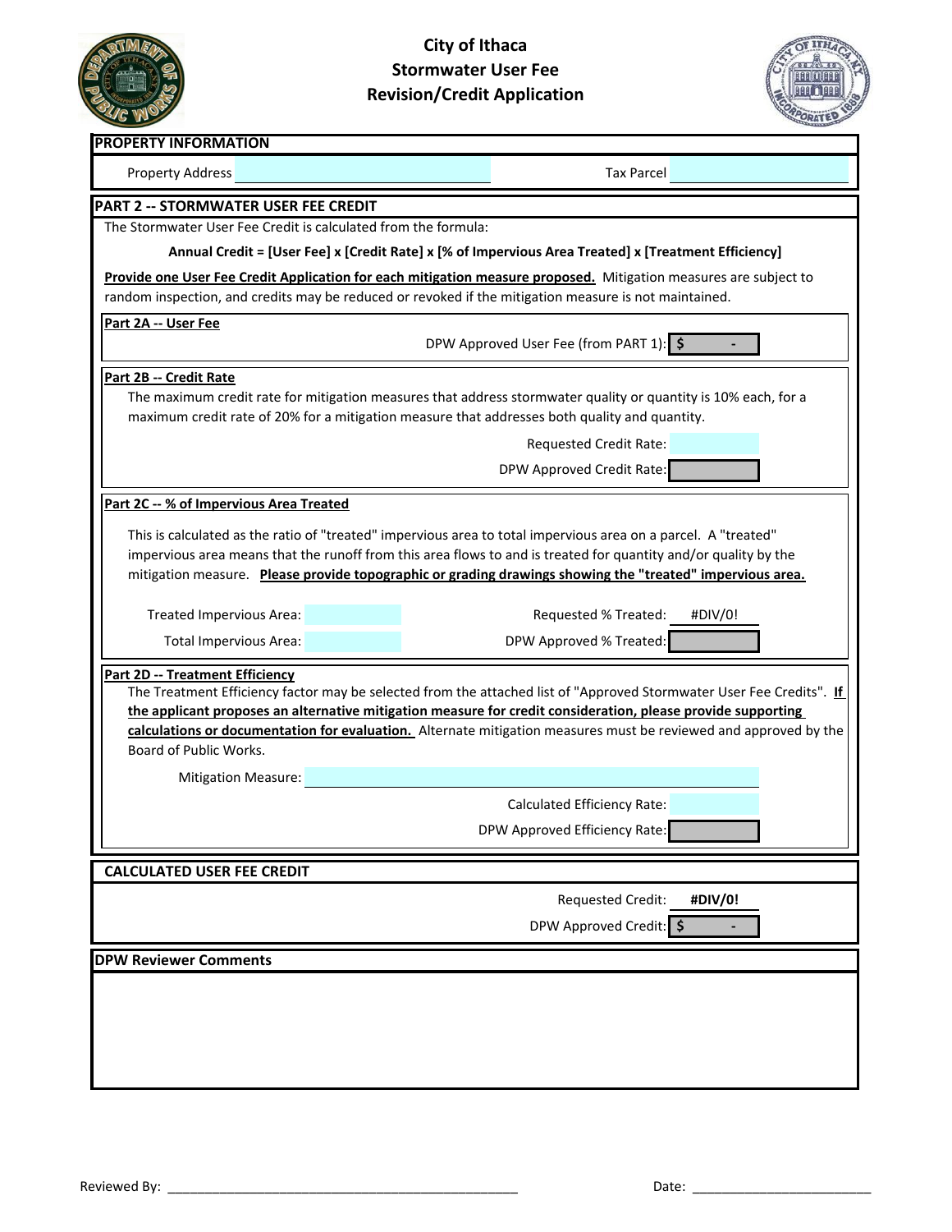# City of Ithaca
## Stormwater User Fee
## Revision/Credit Application

### PROPERTY INFORMATION

Property Address ______________________ Tax Parcel ______________________

### PART 2 -- STORMWATER USER FEE CREDIT

The Stormwater User Fee Credit is calculated from the formula:

**Annual Credit = [User Fee] x [Credit Rate] x [% of Impervious Area Treated] x [Treatment Efficiency]**

**Provide one User Fee Credit Application for each mitigation measure proposed.** Mitigation measures are subject to random inspection, and credits may be reduced or revoked if the mitigation measure is not maintained.

**Part 2A -- User Fee**

DPW Approved User Fee (from PART 1): $ -

**Part 2B -- Credit Rate**

The maximum credit rate for mitigation measures that address stormwater quality or quantity is 10% each, for a maximum credit rate of 20% for a mitigation measure that addresses both quality and quantity.

Requested Credit Rate: ______

DPW Approved Credit Rate: ______

**Part 2C -- % of Impervious Area Treated**

This is calculated as the ratio of "treated" impervious area to total impervious area on a parcel. A "treated" impervious area means that the runoff from this area flows to and is treated for quantity and/or quality by the mitigation measure. **Please provide topographic or grading drawings showing the "treated" impervious area.**

Treated Impervious Area: ______ Requested % Treated: #DIV/0!

Total Impervious Area: ______ DPW Approved % Treated: ______

**Part 2D -- Treatment Efficiency**

The Treatment Efficiency factor may be selected from the attached list of "Approved Stormwater User Fee Credits". **If the applicant proposes an alternative mitigation measure for credit consideration, please provide supporting calculations or documentation for evaluation.** Alternate mitigation measures must be reviewed and approved by the Board of Public Works.

Mitigation Measure: ______________________

Calculated Efficiency Rate: ______

DPW Approved Efficiency Rate: ______

### CALCULATED USER FEE CREDIT

Requested Credit: **#DIV/0!**

DPW Approved Credit: $ -

### DPW Reviewer Comments

Reviewed By: ________________________________________________ Date: ________________________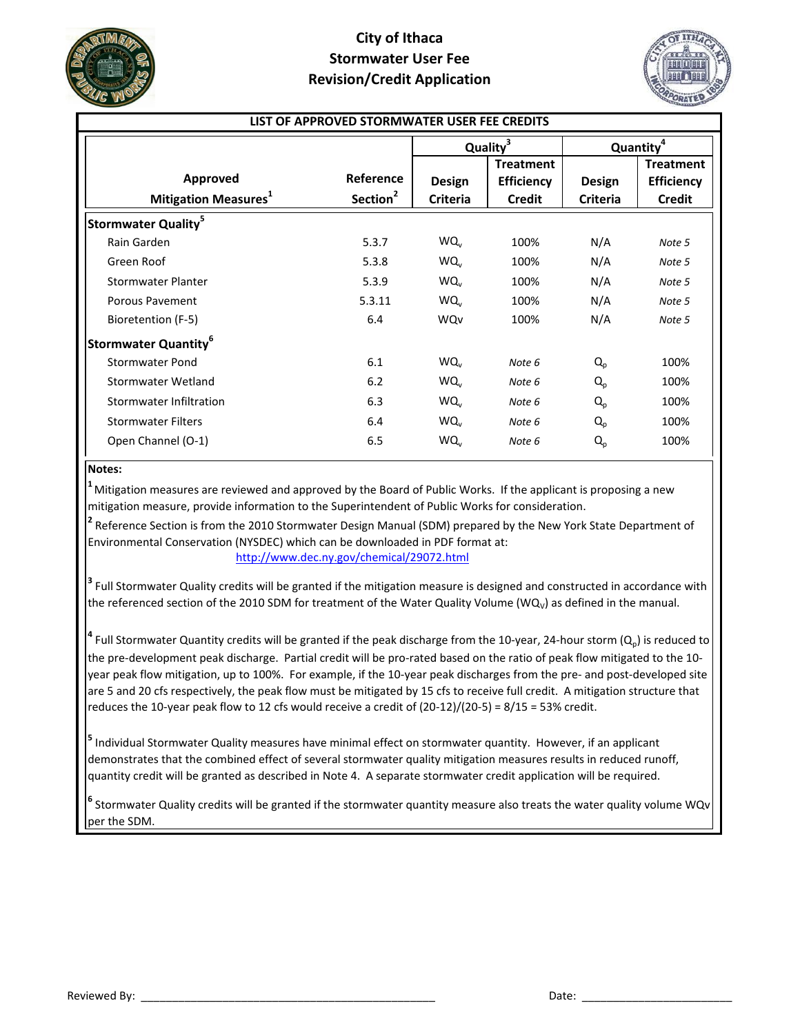# City of Ithaca
# Stormwater User Fee
# Revision/Credit Application

## LIST OF APPROVED STORMWATER USER FEE CREDITS

| Approved Mitigation Measures[1] | Reference Section[2] | Quality[3] | | Quantity[4] | |
|---|---|---|---|---|---|
| | | Design Criteria | Treatment Efficiency Credit | Design Criteria | Treatment Efficiency Credit |
| **Stormwater Quality[5]** | | | | | |
| Rain Garden | 5.3.7 | $WQ_v$ | 100% | N/A | *Note 5* |
| Green Roof | 5.3.8 | $WQ_v$ | 100% | N/A | *Note 5* |
| Stormwater Planter | 5.3.9 | $WQ_v$ | 100% | N/A | *Note 5* |
| Porous Pavement | 5.3.11 | $WQ_v$ | 100% | N/A | *Note 5* |
| Bioretention (F-5) | 6.4 | WQv | 100% | N/A | *Note 5* |
| **Stormwater Quantity[6]** | | | | | |
| Stormwater Pond | 6.1 | $WQ_v$ | *Note 6* | $Q_p$ | 100% |
| Stormwater Wetland | 6.2 | $WQ_v$ | *Note 6* | $Q_p$ | 100% |
| Stormwater Infiltration | 6.3 | $WQ_v$ | *Note 6* | $Q_p$ | 100% |
| Stormwater Filters | 6.4 | $WQ_v$ | *Note 6* | $Q_p$ | 100% |
| Open Channel (O-1) | 6.5 | $WQ_v$ | *Note 6* | $Q_p$ | 100% |

**Notes:**

[1] Mitigation measures are reviewed and approved by the Board of Public Works. If the applicant is proposing a new mitigation measure, provide information to the Superintendent of Public Works for consideration.

[2] Reference Section is from the 2010 Stormwater Design Manual (SDM) prepared by the New York State Department of Environmental Conservation (NYSDEC) which can be downloaded in PDF format at: http://www.dec.ny.gov/chemical/29072.html

[3] Full Stormwater Quality credits will be granted if the mitigation measure is designed and constructed in accordance with the referenced section of the 2010 SDM for treatment of the Water Quality Volume ($WQ_V$) as defined in the manual.

[4] Full Stormwater Quantity credits will be granted if the peak discharge from the 10-year, 24-hour storm ($Q_p$) is reduced to the pre-development peak discharge. Partial credit will be pro-rated based on the ratio of peak flow mitigated to the 10-year peak flow mitigation, up to 100%. For example, if the 10-year peak discharges from the pre- and post-developed site are 5 and 20 cfs respectively, the peak flow must be mitigated by 15 cfs to receive full credit. A mitigation structure that reduces the 10-year peak flow to 12 cfs would receive a credit of $(20-12)/(20-5) = 8/15 = 53\%$ credit.

[5] Individual Stormwater Quality measures have minimal effect on stormwater quantity. However, if an applicant demonstrates that the combined effect of several stormwater quality mitigation measures results in reduced runoff, quantity credit will be granted as described in Note 4. A separate stormwater credit application will be required.

[6] Stormwater Quality credits will be granted if the stormwater quantity measure also treats the water quality volume WQv per the SDM.

Reviewed By: ______________________________ Date: ______________________